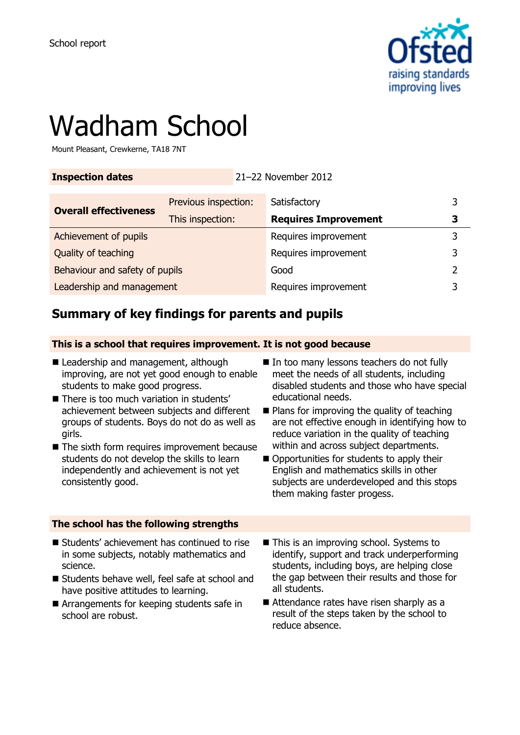School report

# Wadham School

Mount Pleasant, Crewkerne, TA18 7NT

| **Inspection dates** | | 21–22 November 2012 | |
|---|---|---|---|
| **Overall effectiveness** | Previous inspection: | Satisfactory | 3 |
| | This inspection: | **Requires Improvement** | **3** |
| Achievement of pupils | | Requires improvement | 3 |
| Quality of teaching | | Requires improvement | 3 |
| Behaviour and safety of pupils | | Good | 2 |
| Leadership and management | | Requires improvement | 3 |

## Summary of key findings for parents and pupils

### This is a school that requires improvement. It is not good because

- Leadership and management, although improving, are not yet good enough to enable students to make good progress.
- There is too much variation in students' achievement between subjects and different groups of students. Boys do not do as well as girls.
- The sixth form requires improvement because students do not develop the skills to learn independently and achievement is not yet consistently good.
- In too many lessons teachers do not fully meet the needs of all students, including disabled students and those who have special educational needs.
- Plans for improving the quality of teaching are not effective enough in identifying how to reduce variation in the quality of teaching within and across subject departments.
- Opportunities for students to apply their English and mathematics skills in other subjects are underdeveloped and this stops them making faster progess.

### The school has the following strengths

- Students' achievement has continued to rise in some subjects, notably mathematics and science.
- Students behave well, feel safe at school and have positive attitudes to learning.
- Arrangements for keeping students safe in school are robust.
- This is an improving school. Systems to identify, support and track underperforming students, including boys, are helping close the gap between their results and those for all students.
- Attendance rates have risen sharply as a result of the steps taken by the school to reduce absence.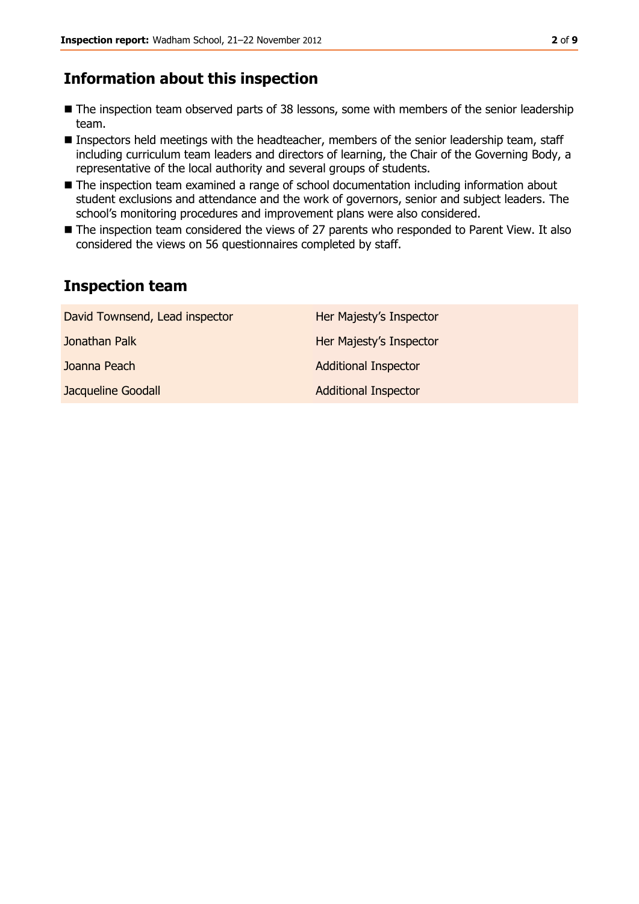## Information about this inspection

- The inspection team observed parts of 38 lessons, some with members of the senior leadership team.
- Inspectors held meetings with the headteacher, members of the senior leadership team, staff including curriculum team leaders and directors of learning, the Chair of the Governing Body, a representative of the local authority and several groups of students.
- The inspection team examined a range of school documentation including information about student exclusions and attendance and the work of governors, senior and subject leaders. The school's monitoring procedures and improvement plans were also considered.
- The inspection team considered the views of 27 parents who responded to Parent View. It also considered the views on 56 questionnaires completed by staff.

## Inspection team

| | |
|---|---|
| David Townsend, Lead inspector | Her Majesty's Inspector |
| Jonathan Palk | Her Majesty's Inspector |
| Joanna Peach | Additional Inspector |
| Jacqueline Goodall | Additional Inspector |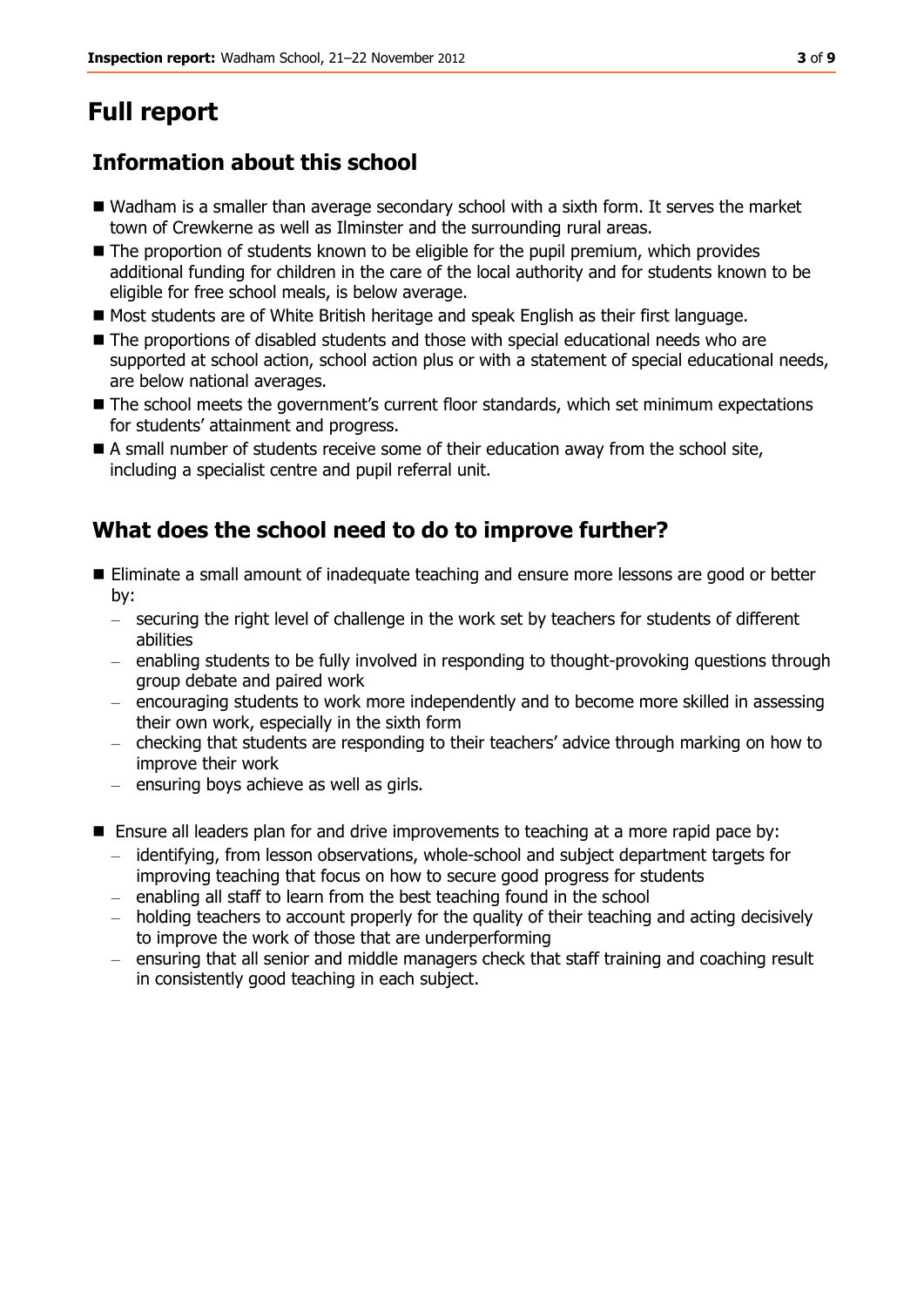# Full report

## Information about this school

- Wadham is a smaller than average secondary school with a sixth form. It serves the market town of Crewkerne as well as Ilminster and the surrounding rural areas.
- The proportion of students known to be eligible for the pupil premium, which provides additional funding for children in the care of the local authority and for students known to be eligible for free school meals, is below average.
- Most students are of White British heritage and speak English as their first language.
- The proportions of disabled students and those with special educational needs who are supported at school action, school action plus or with a statement of special educational needs, are below national averages.
- The school meets the government's current floor standards, which set minimum expectations for students' attainment and progress.
- A small number of students receive some of their education away from the school site, including a specialist centre and pupil referral unit.

## What does the school need to do to improve further?

- Eliminate a small amount of inadequate teaching and ensure more lessons are good or better by:
  - securing the right level of challenge in the work set by teachers for students of different abilities
  - enabling students to be fully involved in responding to thought-provoking questions through group debate and paired work
  - encouraging students to work more independently and to become more skilled in assessing their own work, especially in the sixth form
  - checking that students are responding to their teachers' advice through marking on how to improve their work
  - ensuring boys achieve as well as girls.
- Ensure all leaders plan for and drive improvements to teaching at a more rapid pace by:
  - identifying, from lesson observations, whole-school and subject department targets for improving teaching that focus on how to secure good progress for students
  - enabling all staff to learn from the best teaching found in the school
  - holding teachers to account properly for the quality of their teaching and acting decisively to improve the work of those that are underperforming
  - ensuring that all senior and middle managers check that staff training and coaching result in consistently good teaching in each subject.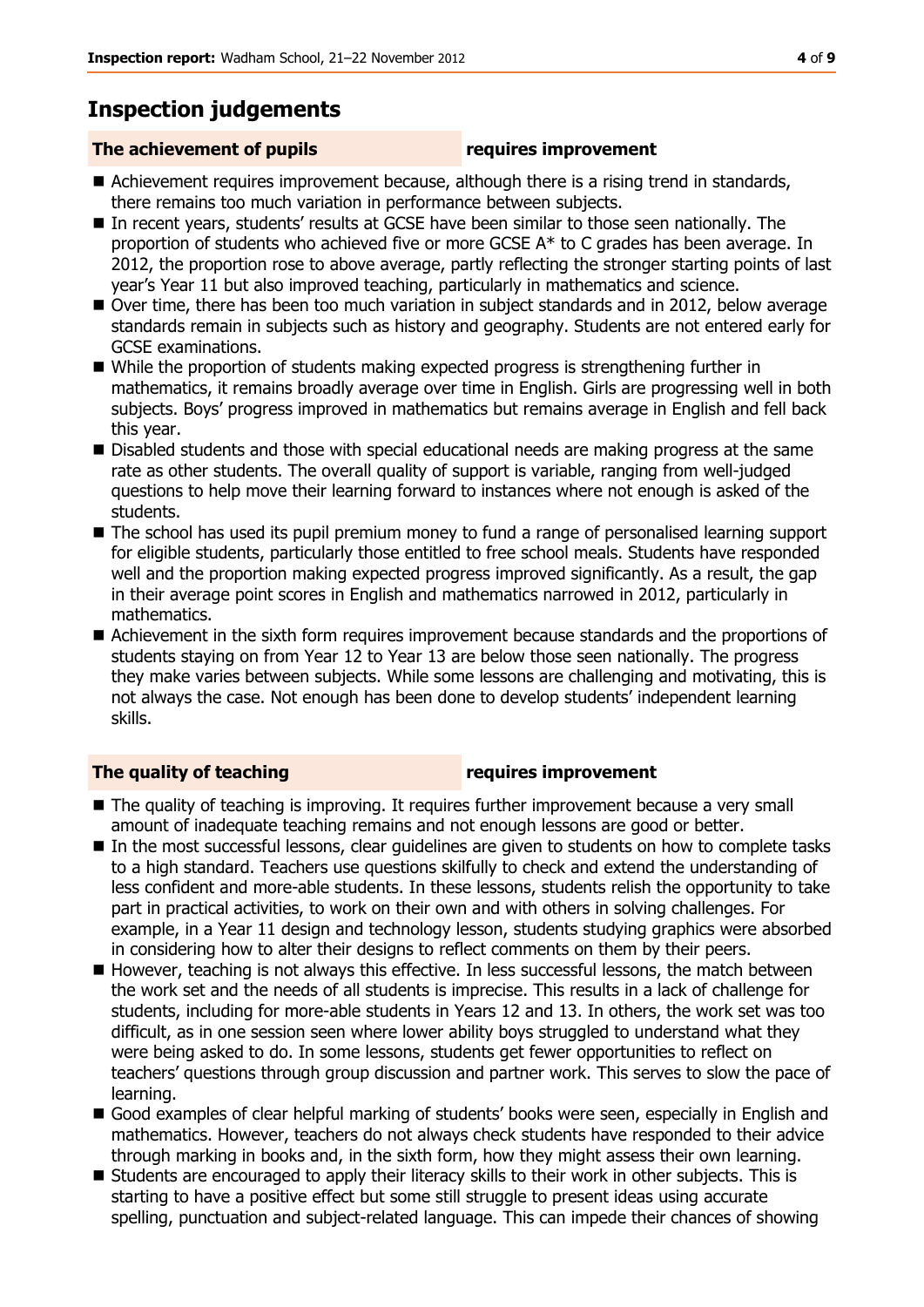## Inspection judgements

**The achievement of pupils** **requires improvement**

- Achievement requires improvement because, although there is a rising trend in standards, there remains too much variation in performance between subjects.
- In recent years, students' results at GCSE have been similar to those seen nationally. The proportion of students who achieved five or more GCSE A* to C grades has been average. In 2012, the proportion rose to above average, partly reflecting the stronger starting points of last year's Year 11 but also improved teaching, particularly in mathematics and science.
- Over time, there has been too much variation in subject standards and in 2012, below average standards remain in subjects such as history and geography. Students are not entered early for GCSE examinations.
- While the proportion of students making expected progress is strengthening further in mathematics, it remains broadly average over time in English. Girls are progressing well in both subjects. Boys' progress improved in mathematics but remains average in English and fell back this year.
- Disabled students and those with special educational needs are making progress at the same rate as other students. The overall quality of support is variable, ranging from well-judged questions to help move their learning forward to instances where not enough is asked of the students.
- The school has used its pupil premium money to fund a range of personalised learning support for eligible students, particularly those entitled to free school meals. Students have responded well and the proportion making expected progress improved significantly. As a result, the gap in their average point scores in English and mathematics narrowed in 2012, particularly in mathematics.
- Achievement in the sixth form requires improvement because standards and the proportions of students staying on from Year 12 to Year 13 are below those seen nationally. The progress they make varies between subjects. While some lessons are challenging and motivating, this is not always the case. Not enough has been done to develop students' independent learning skills.

**The quality of teaching** **requires improvement**

- The quality of teaching is improving. It requires further improvement because a very small amount of inadequate teaching remains and not enough lessons are good or better.
- In the most successful lessons, clear guidelines are given to students on how to complete tasks to a high standard. Teachers use questions skilfully to check and extend the understanding of less confident and more-able students. In these lessons, students relish the opportunity to take part in practical activities, to work on their own and with others in solving challenges. For example, in a Year 11 design and technology lesson, students studying graphics were absorbed in considering how to alter their designs to reflect comments on them by their peers.
- However, teaching is not always this effective. In less successful lessons, the match between the work set and the needs of all students is imprecise. This results in a lack of challenge for students, including for more-able students in Years 12 and 13. In others, the work set was too difficult, as in one session seen where lower ability boys struggled to understand what they were being asked to do. In some lessons, students get fewer opportunities to reflect on teachers' questions through group discussion and partner work. This serves to slow the pace of learning.
- Good examples of clear helpful marking of students' books were seen, especially in English and mathematics. However, teachers do not always check students have responded to their advice through marking in books and, in the sixth form, how they might assess their own learning.
- Students are encouraged to apply their literacy skills to their work in other subjects. This is starting to have a positive effect but some still struggle to present ideas using accurate spelling, punctuation and subject-related language. This can impede their chances of showing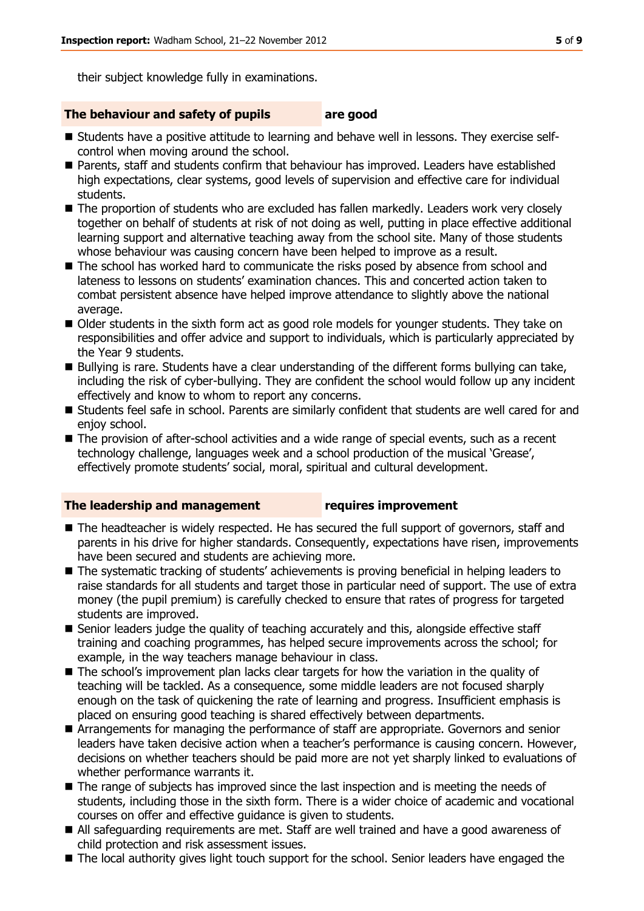their subject knowledge fully in examinations.

### The behaviour and safety of pupils are good

- Students have a positive attitude to learning and behave well in lessons. They exercise self-control when moving around the school.
- Parents, staff and students confirm that behaviour has improved. Leaders have established high expectations, clear systems, good levels of supervision and effective care for individual students.
- The proportion of students who are excluded has fallen markedly. Leaders work very closely together on behalf of students at risk of not doing as well, putting in place effective additional learning support and alternative teaching away from the school site. Many of those students whose behaviour was causing concern have been helped to improve as a result.
- The school has worked hard to communicate the risks posed by absence from school and lateness to lessons on students' examination chances. This and concerted action taken to combat persistent absence have helped improve attendance to slightly above the national average.
- Older students in the sixth form act as good role models for younger students. They take on responsibilities and offer advice and support to individuals, which is particularly appreciated by the Year 9 students.
- Bullying is rare. Students have a clear understanding of the different forms bullying can take, including the risk of cyber-bullying. They are confident the school would follow up any incident effectively and know to whom to report any concerns.
- Students feel safe in school. Parents are similarly confident that students are well cared for and enjoy school.
- The provision of after-school activities and a wide range of special events, such as a recent technology challenge, languages week and a school production of the musical 'Grease', effectively promote students' social, moral, spiritual and cultural development.

### The leadership and management requires improvement

- The headteacher is widely respected. He has secured the full support of governors, staff and parents in his drive for higher standards. Consequently, expectations have risen, improvements have been secured and students are achieving more.
- The systematic tracking of students' achievements is proving beneficial in helping leaders to raise standards for all students and target those in particular need of support. The use of extra money (the pupil premium) is carefully checked to ensure that rates of progress for targeted students are improved.
- Senior leaders judge the quality of teaching accurately and this, alongside effective staff training and coaching programmes, has helped secure improvements across the school; for example, in the way teachers manage behaviour in class.
- The school's improvement plan lacks clear targets for how the variation in the quality of teaching will be tackled. As a consequence, some middle leaders are not focused sharply enough on the task of quickening the rate of learning and progress. Insufficient emphasis is placed on ensuring good teaching is shared effectively between departments.
- Arrangements for managing the performance of staff are appropriate. Governors and senior leaders have taken decisive action when a teacher's performance is causing concern. However, decisions on whether teachers should be paid more are not yet sharply linked to evaluations of whether performance warrants it.
- The range of subjects has improved since the last inspection and is meeting the needs of students, including those in the sixth form. There is a wider choice of academic and vocational courses on offer and effective guidance is given to students.
- All safeguarding requirements are met. Staff are well trained and have a good awareness of child protection and risk assessment issues.
- The local authority gives light touch support for the school. Senior leaders have engaged the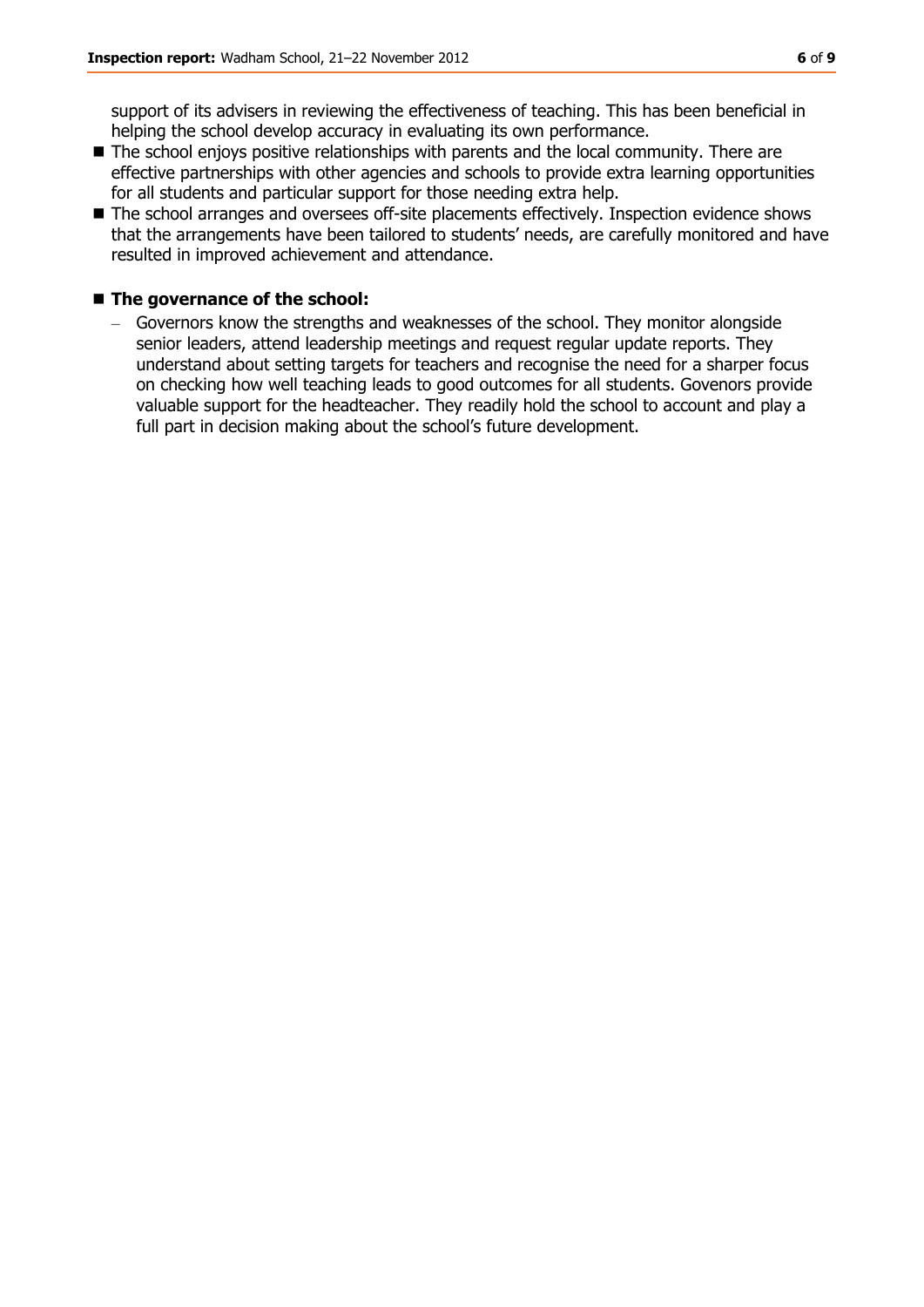support of its advisers in reviewing the effectiveness of teaching. This has been beneficial in helping the school develop accuracy in evaluating its own performance.

- The school enjoys positive relationships with parents and the local community. There are effective partnerships with other agencies and schools to provide extra learning opportunities for all students and particular support for those needing extra help.
- The school arranges and oversees off-site placements effectively. Inspection evidence shows that the arrangements have been tailored to students' needs, are carefully monitored and have resulted in improved achievement and attendance.

- **The governance of the school:**
  - Governors know the strengths and weaknesses of the school. They monitor alongside senior leaders, attend leadership meetings and request regular update reports. They understand about setting targets for teachers and recognise the need for a sharper focus on checking how well teaching leads to good outcomes for all students. Govenors provide valuable support for the headteacher. They readily hold the school to account and play a full part in decision making about the school's future development.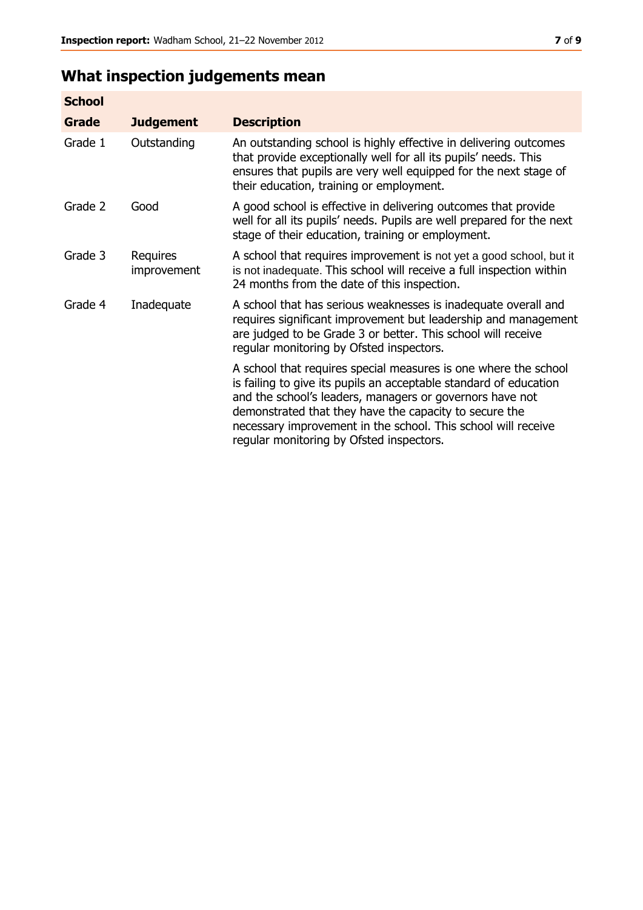## What inspection judgements mean

| School | | |
|---|---|---|
| **Grade** | **Judgement** | **Description** |
| Grade 1 | Outstanding | An outstanding school is highly effective in delivering outcomes that provide exceptionally well for all its pupils' needs. This ensures that pupils are very well equipped for the next stage of their education, training or employment. |
| Grade 2 | Good | A good school is effective in delivering outcomes that provide well for all its pupils' needs. Pupils are well prepared for the next stage of their education, training or employment. |
| Grade 3 | Requires improvement | A school that requires improvement is not yet a good school, but it is not inadequate. This school will receive a full inspection within 24 months from the date of this inspection. |
| Grade 4 | Inadequate | A school that has serious weaknesses is inadequate overall and requires significant improvement but leadership and management are judged to be Grade 3 or better. This school will receive regular monitoring by Ofsted inspectors. |
| | | A school that requires special measures is one where the school is failing to give its pupils an acceptable standard of education and the school's leaders, managers or governors have not demonstrated that they have the capacity to secure the necessary improvement in the school. This school will receive regular monitoring by Ofsted inspectors. |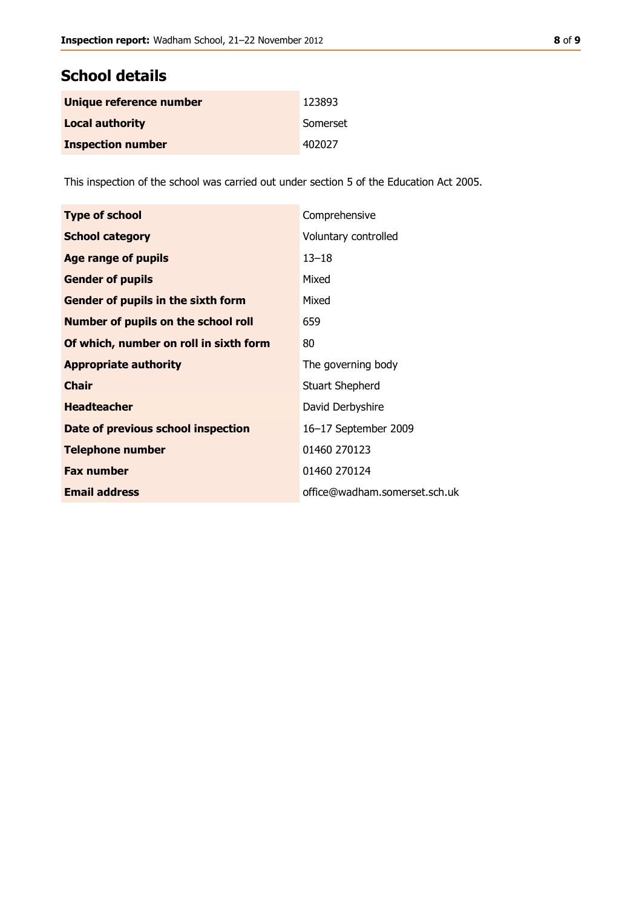## School details

| | |
|---|---|
| **Unique reference number** | 123893 |
| **Local authority** | Somerset |
| **Inspection number** | 402027 |

This inspection of the school was carried out under section 5 of the Education Act 2005.

| | |
|---|---|
| **Type of school** | Comprehensive |
| **School category** | Voluntary controlled |
| **Age range of pupils** | 13–18 |
| **Gender of pupils** | Mixed |
| **Gender of pupils in the sixth form** | Mixed |
| **Number of pupils on the school roll** | 659 |
| **Of which, number on roll in sixth form** | 80 |
| **Appropriate authority** | The governing body |
| **Chair** | Stuart Shepherd |
| **Headteacher** | David Derbyshire |
| **Date of previous school inspection** | 16–17 September 2009 |
| **Telephone number** | 01460 270123 |
| **Fax number** | 01460 270124 |
| **Email address** | office@wadham.somerset.sch.uk |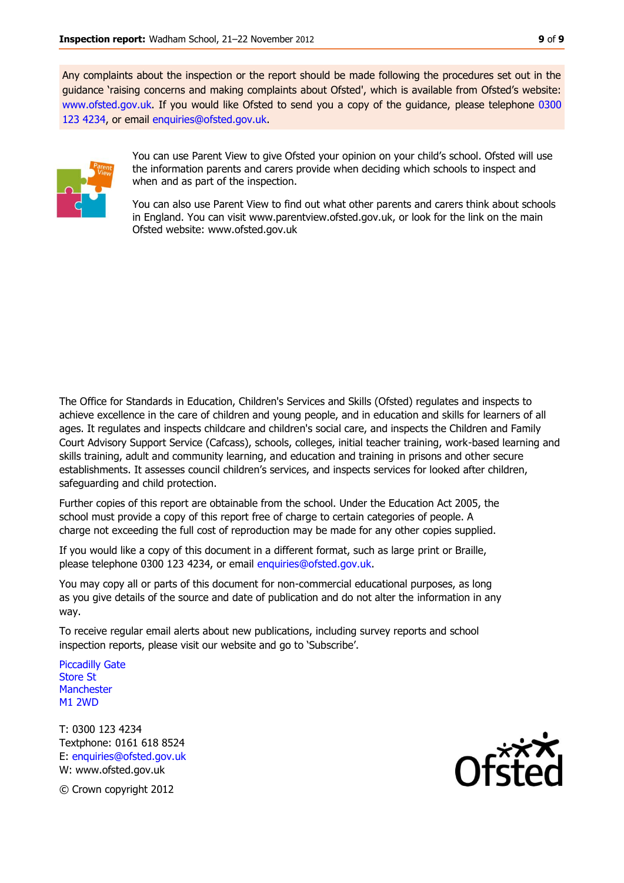Any complaints about the inspection or the report should be made following the procedures set out in the guidance 'raising concerns and making complaints about Ofsted', which is available from Ofsted's website: www.ofsted.gov.uk. If you would like Ofsted to send you a copy of the guidance, please telephone 0300 123 4234, or email enquiries@ofsted.gov.uk.

You can use Parent View to give Ofsted your opinion on your child's school. Ofsted will use the information parents and carers provide when deciding which schools to inspect and when and as part of the inspection.

You can also use Parent View to find out what other parents and carers think about schools in England. You can visit www.parentview.ofsted.gov.uk, or look for the link on the main Ofsted website: www.ofsted.gov.uk

The Office for Standards in Education, Children's Services and Skills (Ofsted) regulates and inspects to achieve excellence in the care of children and young people, and in education and skills for learners of all ages. It regulates and inspects childcare and children's social care, and inspects the Children and Family Court Advisory Support Service (Cafcass), schools, colleges, initial teacher training, work-based learning and skills training, adult and community learning, and education and training in prisons and other secure establishments. It assesses council children's services, and inspects services for looked after children, safeguarding and child protection.

Further copies of this report are obtainable from the school. Under the Education Act 2005, the school must provide a copy of this report free of charge to certain categories of people. A charge not exceeding the full cost of reproduction may be made for any other copies supplied.

If you would like a copy of this document in a different format, such as large print or Braille, please telephone 0300 123 4234, or email enquiries@ofsted.gov.uk.

You may copy all or parts of this document for non-commercial educational purposes, as long as you give details of the source and date of publication and do not alter the information in any way.

To receive regular email alerts about new publications, including survey reports and school inspection reports, please visit our website and go to 'Subscribe'.

Piccadilly Gate
Store St
Manchester
M1 2WD

T: 0300 123 4234
Textphone: 0161 618 8524
E: enquiries@ofsted.gov.uk
W: www.ofsted.gov.uk

© Crown copyright 2012